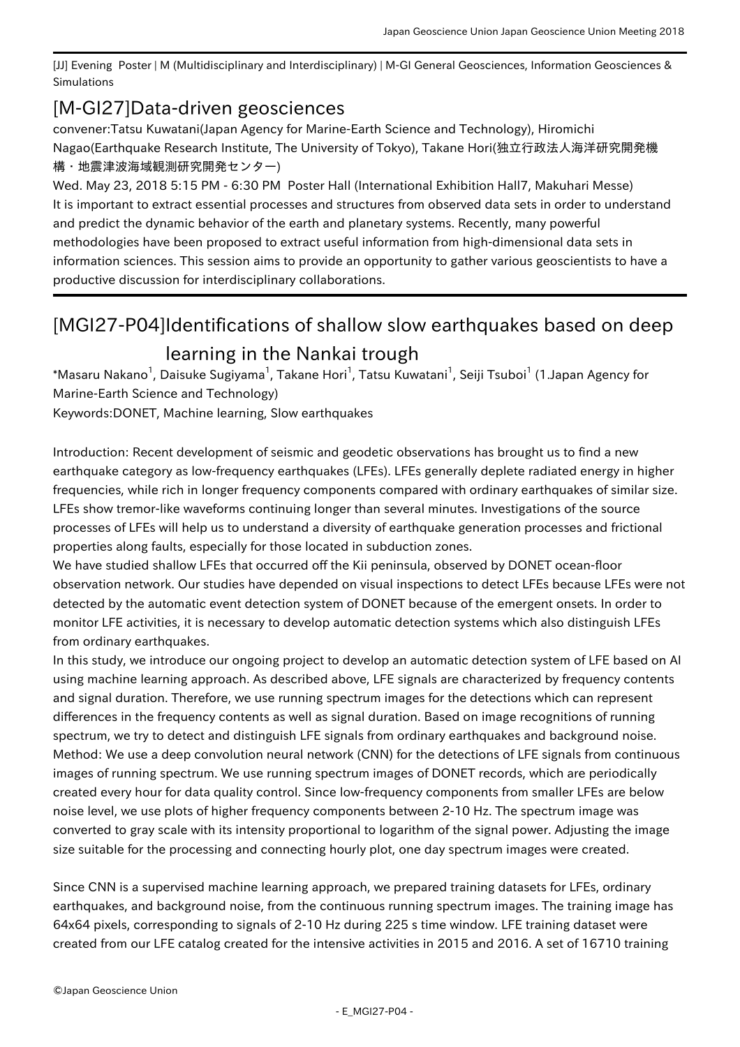[JJ] Evening Poster | M (Multidisciplinary and Interdisciplinary) | M-GI General Geosciences, Information Geosciences & Simulations

## [M-GI27]Data-driven geosciences

convener:Tatsu Kuwatani(Japan Agency for Marine-Earth Science and Technology), Hiromichi Nagao(Earthquake Research Institute, The University of Tokyo), Takane Hori(独立行政法人海洋研究開発機構・地震津波海域観測研究開発センター)

Wed. May 23, 2018 5:15 PM - 6:30 PM Poster Hall (International Exhibition Hall7, Makuhari Messe)

It is important to extract essential processes and structures from observed data sets in order to understand and predict the dynamic behavior of the earth and planetary systems. Recently, many powerful methodologies have been proposed to extract useful information from high-dimensional data sets in information sciences. This session aims to provide an opportunity to gather various geoscientists to have a productive discussion for interdisciplinary collaborations.

---

## [MGI27-P04]Identifications of shallow slow earthquakes based on deep learning in the Nankai trough

*Masaru Nakano[1], Daisuke Sugiyama[1], Takane Hori[1], Tatsu Kuwatani[1], Seiji Tsuboi[1] (1.Japan Agency for Marine-Earth Science and Technology)

Keywords:DONET, Machine learning, Slow earthquakes

Introduction: Recent development of seismic and geodetic observations has brought us to find a new earthquake category as low-frequency earthquakes (LFEs). LFEs generally deplete radiated energy in higher frequencies, while rich in longer frequency components compared with ordinary earthquakes of similar size. LFEs show tremor-like waveforms continuing longer than several minutes. Investigations of the source processes of LFEs will help us to understand a diversity of earthquake generation processes and frictional properties along faults, especially for those located in subduction zones.

We have studied shallow LFEs that occurred off the Kii peninsula, observed by DONET ocean-floor observation network. Our studies have depended on visual inspections to detect LFEs because LFEs were not detected by the automatic event detection system of DONET because of the emergent onsets. In order to monitor LFE activities, it is necessary to develop automatic detection systems which also distinguish LFEs from ordinary earthquakes.

In this study, we introduce our ongoing project to develop an automatic detection system of LFE based on AI using machine learning approach. As described above, LFE signals are characterized by frequency contents and signal duration. Therefore, we use running spectrum images for the detections which can represent differences in the frequency contents as well as signal duration. Based on image recognitions of running spectrum, we try to detect and distinguish LFE signals from ordinary earthquakes and background noise.

Method: We use a deep convolution neural network (CNN) for the detections of LFE signals from continuous images of running spectrum. We use running spectrum images of DONET records, which are periodically created every hour for data quality control. Since low-frequency components from smaller LFEs are below noise level, we use plots of higher frequency components between 2-10 Hz. The spectrum image was converted to gray scale with its intensity proportional to logarithm of the signal power. Adjusting the image size suitable for the processing and connecting hourly plot, one day spectrum images were created.

Since CNN is a supervised machine learning approach, we prepared training datasets for LFEs, ordinary earthquakes, and background noise, from the continuous running spectrum images. The training image has 64x64 pixels, corresponding to signals of 2-10 Hz during 225 s time window. LFE training dataset were created from our LFE catalog created for the intensive activities in 2015 and 2016. A set of 16710 training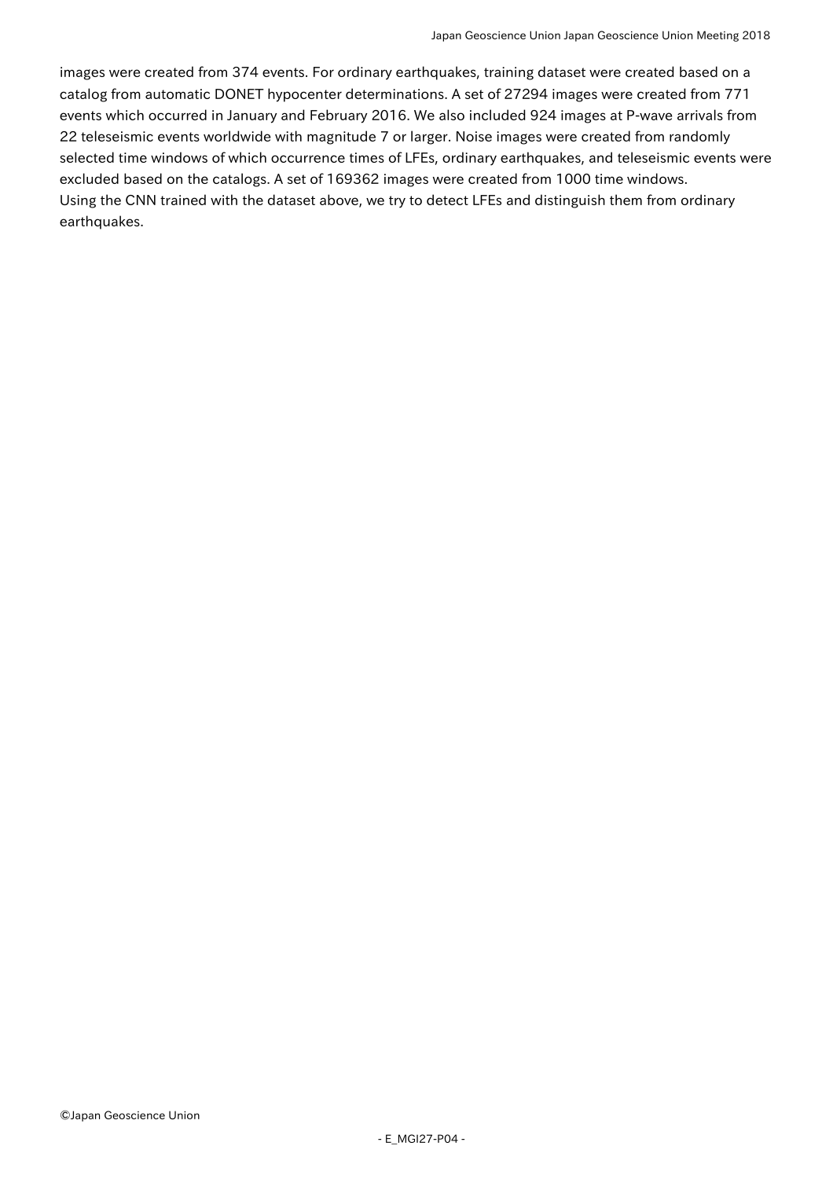images were created from 374 events. For ordinary earthquakes, training dataset were created based on a catalog from automatic DONET hypocenter determinations. A set of 27294 images were created from 771 events which occurred in January and February 2016. We also included 924 images at P-wave arrivals from 22 teleseismic events worldwide with magnitude 7 or larger. Noise images were created from randomly selected time windows of which occurrence times of LFEs, ordinary earthquakes, and teleseismic events were excluded based on the catalogs. A set of 169362 images were created from 1000 time windows.
Using the CNN trained with the dataset above, we try to detect LFEs and distinguish them from ordinary earthquakes.